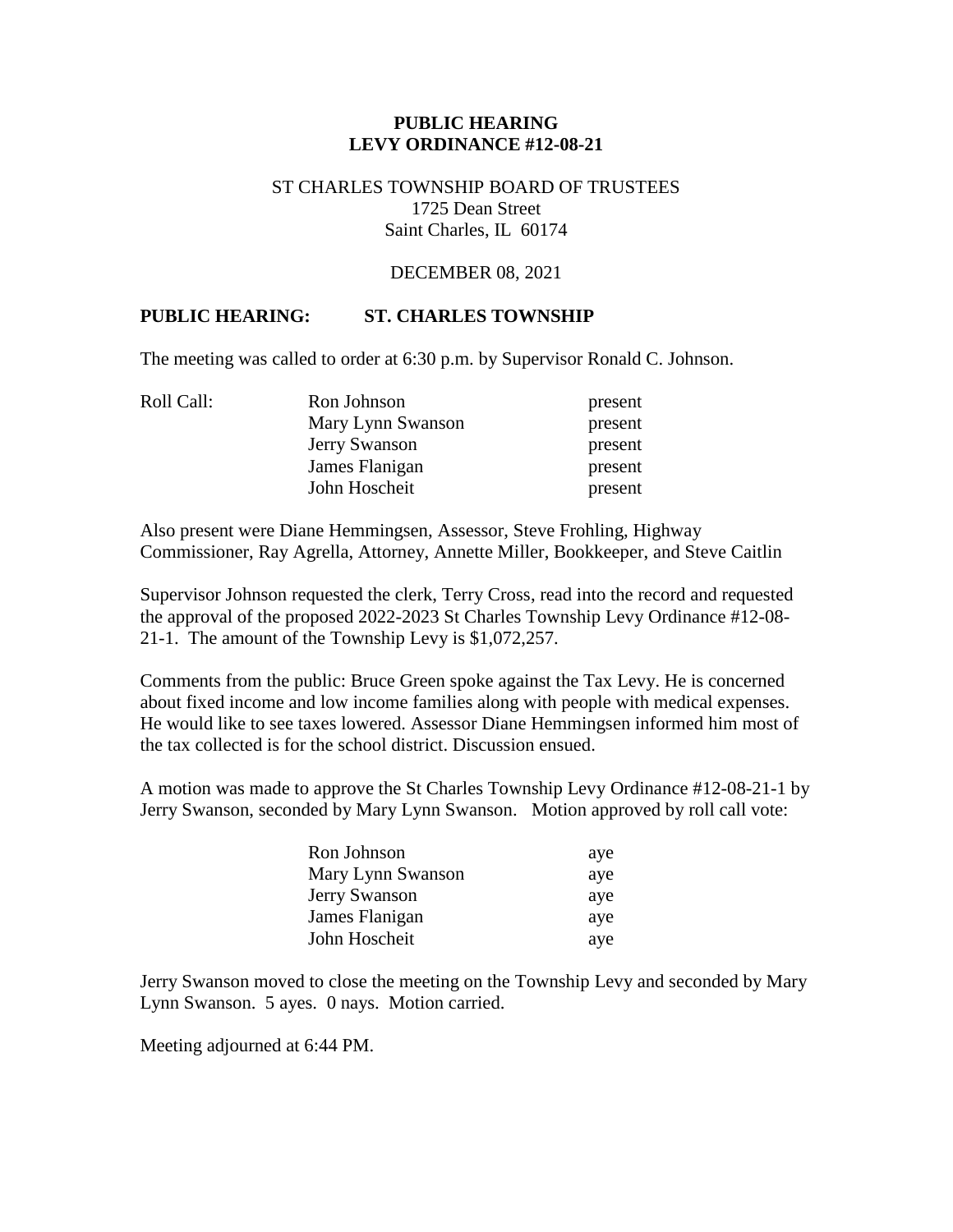**PUBLIC HEARING**
**LEVY ORDINANCE #12-08-21**

ST CHARLES TOWNSHIP BOARD OF TRUSTEES
1725 Dean Street
Saint Charles, IL 60174

DECEMBER 08, 2021

**PUBLIC HEARING: ST. CHARLES TOWNSHIP**

The meeting was called to order at 6:30 p.m. by Supervisor Ronald C. Johnson.

| Roll Call: | | |
|---|---|---|
| | Ron Johnson | present |
| | Mary Lynn Swanson | present |
| | Jerry Swanson | present |
| | James Flanigan | present |
| | John Hoscheit | present |

Also present were Diane Hemmingsen, Assessor, Steve Frohling, Highway Commissioner, Ray Agrella, Attorney, Annette Miller, Bookkeeper, and Steve Caitlin

Supervisor Johnson requested the clerk, Terry Cross, read into the record and requested the approval of the proposed 2022-2023 St Charles Township Levy Ordinance #12-08-21-1. The amount of the Township Levy is $1,072,257.

Comments from the public: Bruce Green spoke against the Tax Levy. He is concerned about fixed income and low income families along with people with medical expenses. He would like to see taxes lowered. Assessor Diane Hemmingsen informed him most of the tax collected is for the school district. Discussion ensued.

A motion was made to approve the St Charles Township Levy Ordinance #12-08-21-1 by Jerry Swanson, seconded by Mary Lynn Swanson. Motion approved by roll call vote:

| | |
|---|---|
| Ron Johnson | aye |
| Mary Lynn Swanson | aye |
| Jerry Swanson | aye |
| James Flanigan | aye |
| John Hoscheit | aye |

Jerry Swanson moved to close the meeting on the Township Levy and seconded by Mary Lynn Swanson. 5 ayes. 0 nays. Motion carried.

Meeting adjourned at 6:44 PM.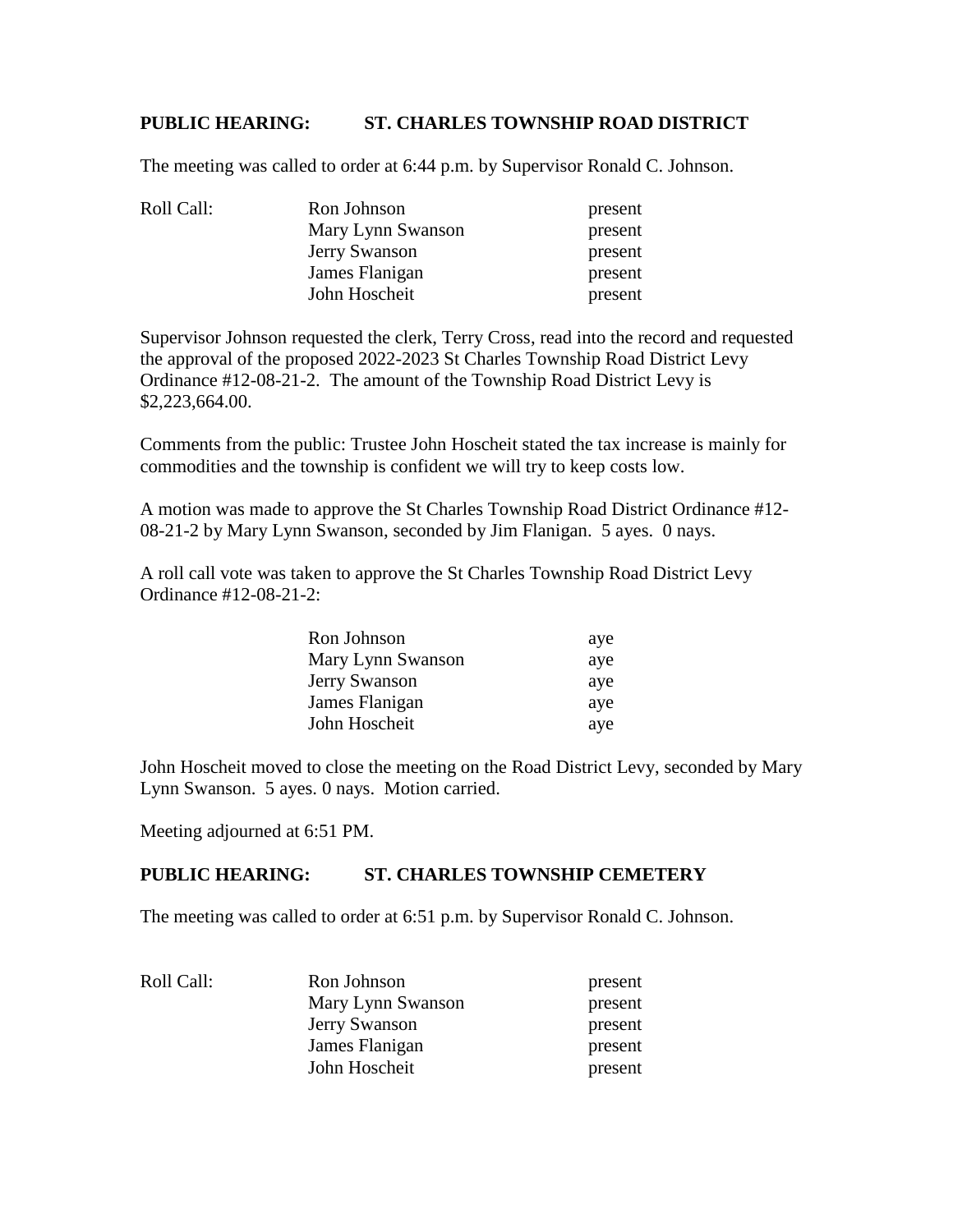**PUBLIC HEARING: ST. CHARLES TOWNSHIP ROAD DISTRICT**

The meeting was called to order at 6:44 p.m. by Supervisor Ronald C. Johnson.

| Roll Call: | | |
|---|---|---|
| | Ron Johnson | present |
| | Mary Lynn Swanson | present |
| | Jerry Swanson | present |
| | James Flanigan | present |
| | John Hoscheit | present |

Supervisor Johnson requested the clerk, Terry Cross, read into the record and requested the approval of the proposed 2022-2023 St Charles Township Road District Levy Ordinance #12-08-21-2. The amount of the Township Road District Levy is $2,223,664.00.

Comments from the public: Trustee John Hoscheit stated the tax increase is mainly for commodities and the township is confident we will try to keep costs low.

A motion was made to approve the St Charles Township Road District Ordinance #12-08-21-2 by Mary Lynn Swanson, seconded by Jim Flanigan. 5 ayes. 0 nays.

A roll call vote was taken to approve the St Charles Township Road District Levy Ordinance #12-08-21-2:

| | |
|---|---|
| Ron Johnson | aye |
| Mary Lynn Swanson | aye |
| Jerry Swanson | aye |
| James Flanigan | aye |
| John Hoscheit | aye |

John Hoscheit moved to close the meeting on the Road District Levy, seconded by Mary Lynn Swanson. 5 ayes. 0 nays. Motion carried.

Meeting adjourned at 6:51 PM.

**PUBLIC HEARING: ST. CHARLES TOWNSHIP CEMETERY**

The meeting was called to order at 6:51 p.m. by Supervisor Ronald C. Johnson.

| Roll Call: | | |
|---|---|---|
| | Ron Johnson | present |
| | Mary Lynn Swanson | present |
| | Jerry Swanson | present |
| | James Flanigan | present |
| | John Hoscheit | present |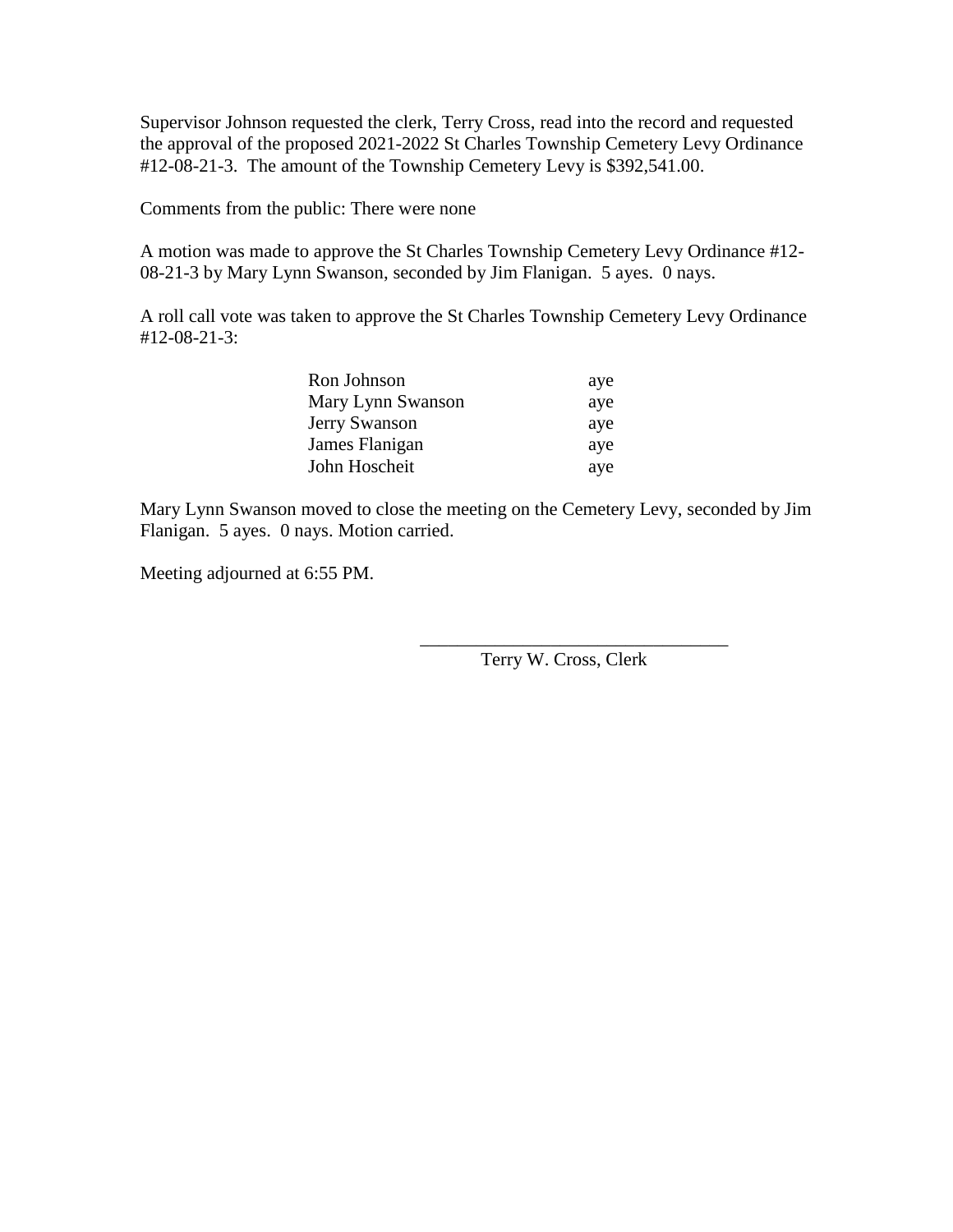Supervisor Johnson requested the clerk, Terry Cross, read into the record and requested the approval of the proposed 2021-2022 St Charles Township Cemetery Levy Ordinance #12-08-21-3. The amount of the Township Cemetery Levy is $392,541.00.

Comments from the public: There were none

A motion was made to approve the St Charles Township Cemetery Levy Ordinance #12-08-21-3 by Mary Lynn Swanson, seconded by Jim Flanigan. 5 ayes. 0 nays.

A roll call vote was taken to approve the St Charles Township Cemetery Levy Ordinance #12-08-21-3:

| | |
|---|---|
| Ron Johnson | aye |
| Mary Lynn Swanson | aye |
| Jerry Swanson | aye |
| James Flanigan | aye |
| John Hoscheit | aye |

Mary Lynn Swanson moved to close the meeting on the Cemetery Levy, seconded by Jim Flanigan. 5 ayes. 0 nays. Motion carried.

Meeting adjourned at 6:55 PM.

\_\_\_\_\_\_\_\_\_\_\_\_\_\_\_\_\_\_\_\_\_\_\_\_\_\_\_\_\_\_\_\_\_

Terry W. Cross, Clerk